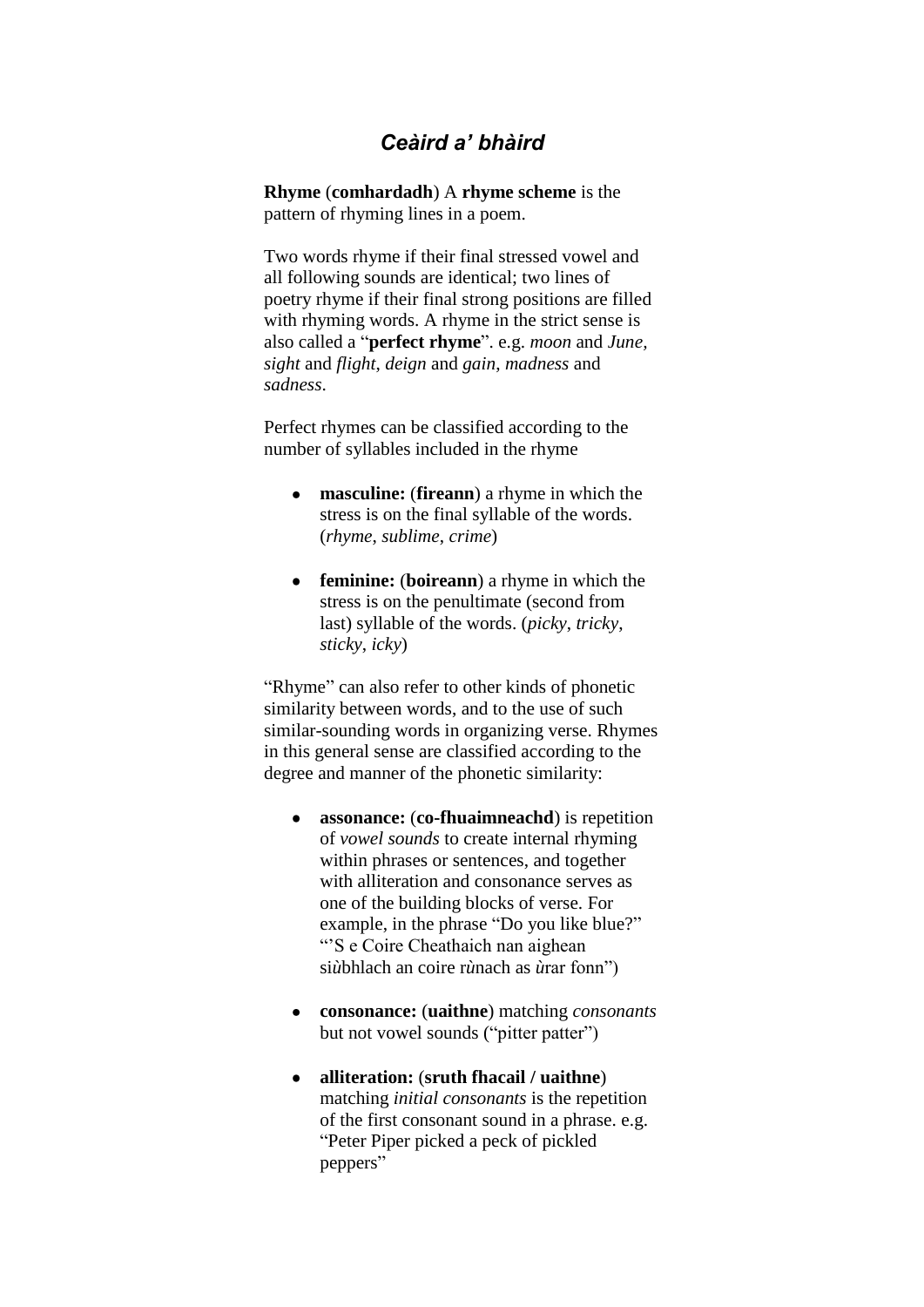# *Ceàird a' bhàird*

**Rhyme** (**comhardadh**) A **rhyme scheme** is the pattern of rhyming lines in a poem.

Two words rhyme if their final stressed vowel and all following sounds are identical; two lines of poetry rhyme if their final strong positions are filled with rhyming words. A rhyme in the strict sense is also called a "**perfect rhyme**". e.g. *moon* and *June*, *sight* and *flight*, *deign* and *gain*, *madness* and *sadness*.

Perfect rhymes can be classified according to the number of syllables included in the rhyme

- **masculine:** (**fireann**) a rhyme in which the stress is on the final syllable of the words. (*rhyme*, *sublime*, *crime*)
- **feminine:** (**boireann**) a rhyme in which the stress is on the penultimate (second from last) syllable of the words. (*picky*, *tricky*, *sticky*, *icky*)

"Rhyme" can also refer to other kinds of phonetic similarity between words, and to the use of such similar-sounding words in organizing verse. Rhymes in this general sense are classified according to the degree and manner of the phonetic similarity:

- **assonance:** (**co-fhuaimneachd**) is repetition of *vowel sounds* to create internal rhyming within phrases or sentences, and together with alliteration and consonance serves as one of the building blocks of verse. For example, in the phrase "Do you like blue?" "'S e Coire Cheathaich nan aighean siù*b*hlach an coire rù*n*ach as ù*r*ar fonn")
- **consonance:** (**uaithne**) matching *consonants* but not vowel sounds ("pitter patter")
- **alliteration:** (**sruth fhacail / uaithne**) matching *initial consonants* is the repetition of the first consonant sound in a phrase. e.g. "Peter Piper picked a peck of pickled peppers"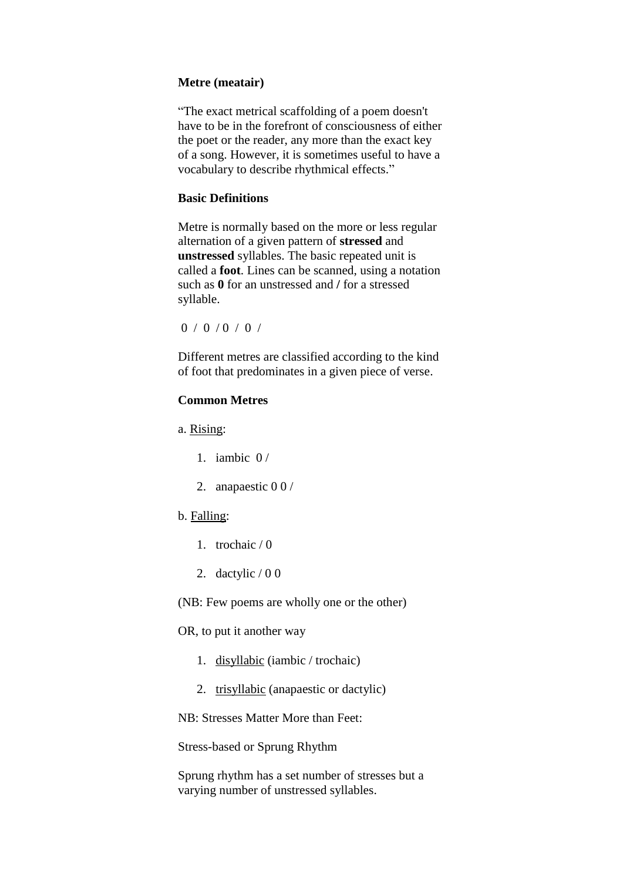**Metre (meatair)**

“The exact metrical scaffolding of a poem doesn't have to be in the forefront of consciousness of either the poet or the reader, any more than the exact key of a song. However, it is sometimes useful to have a vocabulary to describe rhythmical effects.”

**Basic Definitions**

Metre is normally based on the more or less regular alternation of a given pattern of **stressed** and **unstressed** syllables. The basic repeated unit is called a **foot**. Lines can be scanned, using a notation such as **0** for an unstressed and **/** for a stressed syllable.

0 / 0 / 0 / 0 /

Different metres are classified according to the kind of foot that predominates in a given piece of verse.

**Common Metres**

a. <u>Rising</u>:

1. iambic 0 /
2. anapaestic 0 0 /

b. <u>Falling</u>:

1. trochaic / 0
2. dactylic / 0 0

(NB: Few poems are wholly one or the other)

OR, to put it another way

1. <u>disyllabic</u> (iambic / trochaic)
2. <u>trisyllabic</u> (anapaestic or dactylic)

NB: Stresses Matter More than Feet:

Stress-based or Sprung Rhythm

Sprung rhythm has a set number of stresses but a varying number of unstressed syllables.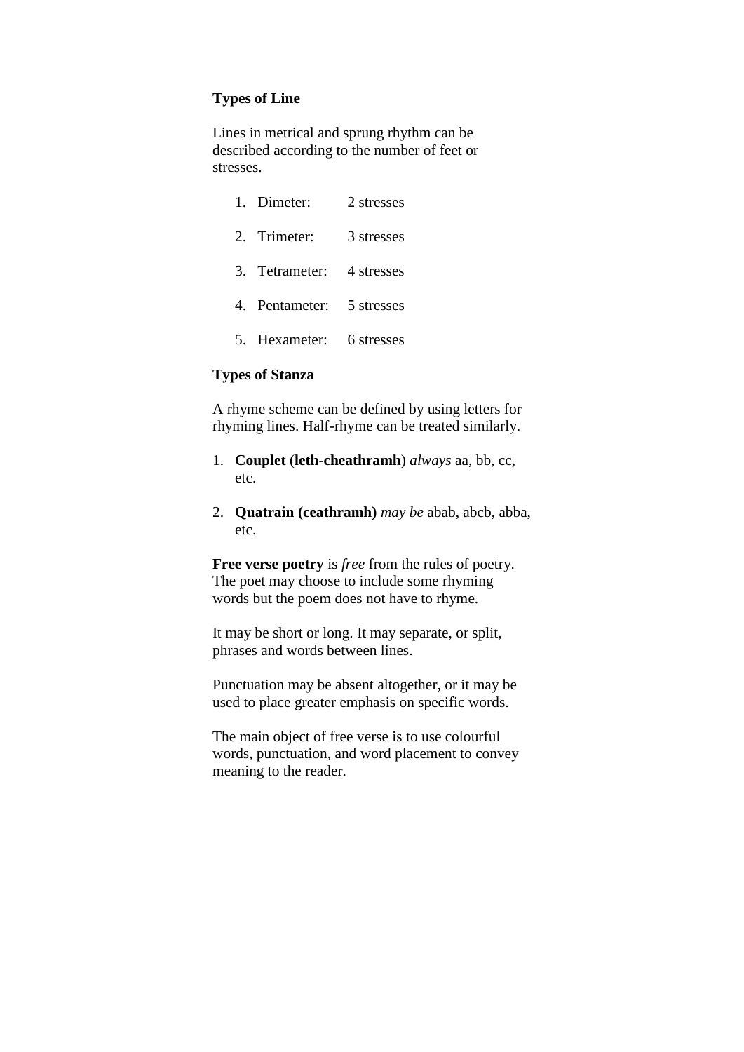**Types of Line**

Lines in metrical and sprung rhythm can be described according to the number of feet or stresses.

1. Dimeter: 2 stresses
2. Trimeter: 3 stresses
3. Tetrameter: 4 stresses
4. Pentameter: 5 stresses
5. Hexameter: 6 stresses

**Types of Stanza**

A rhyme scheme can be defined by using letters for rhyming lines. Half-rhyme can be treated similarly.

1. **Couplet** (**leth-cheathramh**) *always* aa, bb, cc, etc.

2. **Quatrain (ceathramh)** *may be* abab, abcb, abba, etc.

**Free verse poetry** is *free* from the rules of poetry. The poet may choose to include some rhyming words but the poem does not have to rhyme.

It may be short or long. It may separate, or split, phrases and words between lines.

Punctuation may be absent altogether, or it may be used to place greater emphasis on specific words.

The main object of free verse is to use colourful words, punctuation, and word placement to convey meaning to the reader.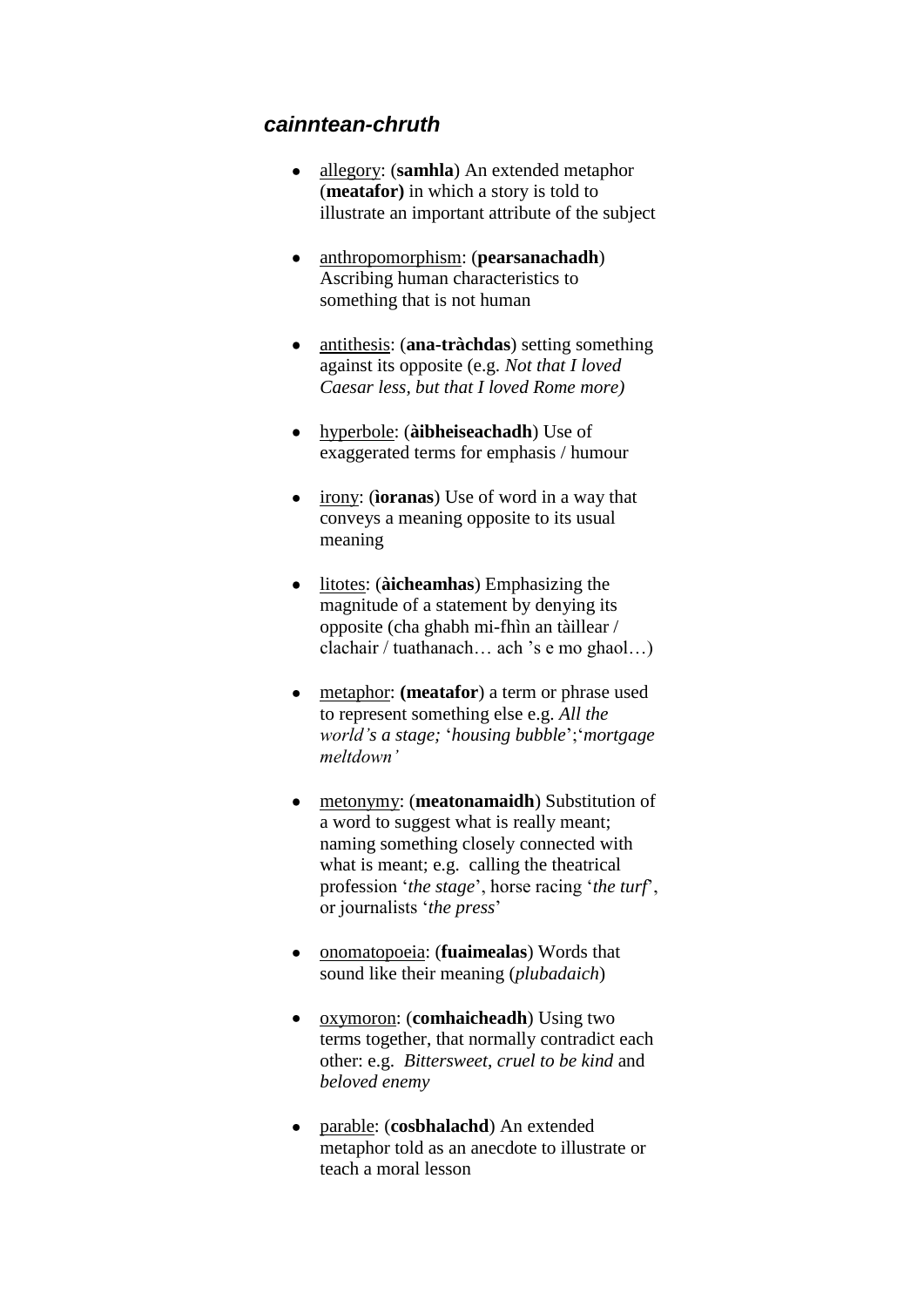### ***cainntean-chruth***

- allegory: (**samhla**) An extended metaphor (**meatafor)** in which a story is told to illustrate an important attribute of the subject

- anthropomorphism: (**pearsanachadh**) Ascribing human characteristics to something that is not human

- antithesis: (**ana-tràchdas**) setting something against its opposite (e.g. *Not that I loved Caesar less, but that I loved Rome more)*

- hyperbole: (**àibheiseachadh**) Use of exaggerated terms for emphasis / humour

- irony: (**ìoranas**) Use of word in a way that conveys a meaning opposite to its usual meaning

- litotes: (**àicheamhas**) Emphasizing the magnitude of a statement by denying its opposite (cha ghabh mi-fhìn an tàillear / clachair / tuathanach… ach 's e mo ghaol…)

- metaphor: **(meatafor**) a term or phrase used to represent something else e.g. *All the world's a stage;* '*housing bubble*';'*mortgage meltdown'*

- metonymy: (**meatonamaidh**) Substitution of a word to suggest what is really meant; naming something closely connected with what is meant; e.g. calling the theatrical profession '*the stage*', horse racing '*the turf*', or journalists '*the press*'

- onomatopoeia: (**fuaimealas**) Words that sound like their meaning (*plubadaich*)

- oxymoron: (**comhaicheadh**) Using two terms together, that normally contradict each other: e.g. *Bittersweet*, *cruel to be kind* and *beloved enemy*

- parable: (**cosbhalachd**) An extended metaphor told as an anecdote to illustrate or teach a moral lesson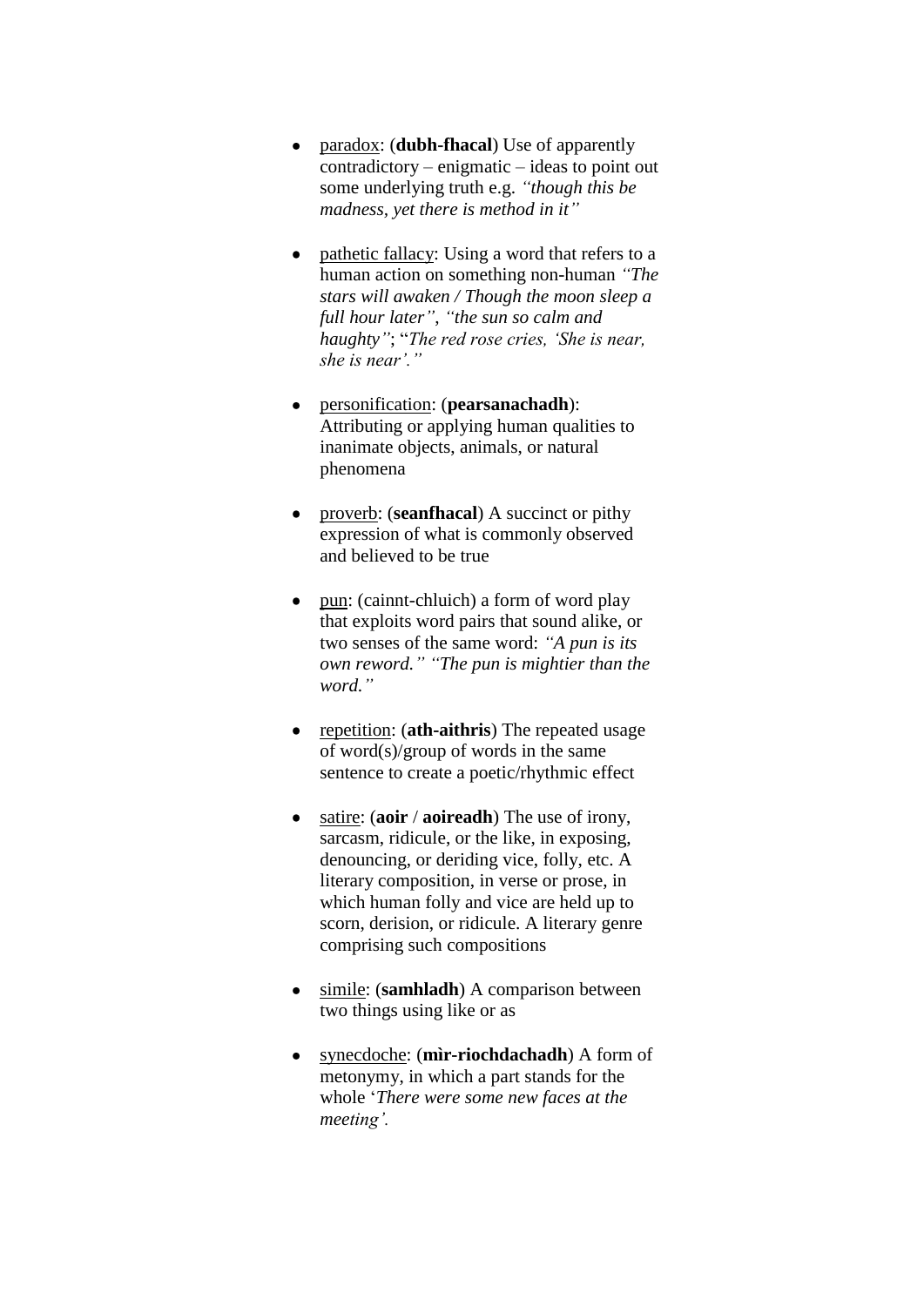- <u>paradox</u>: (**dubh-fhacal**) Use of apparently contradictory – enigmatic – ideas to point out some underlying truth e.g. *"though this be madness, yet there is method in it"*

- <u>pathetic fallacy</u>: Using a word that refers to a human action on something non-human *"The stars will awaken / Though the moon sleep a full hour later"*, *"the sun so calm and haughty"*; "*The red rose cries, 'She is near, she is near'."*

- <u>personification</u>: (**pearsanachadh**): Attributing or applying human qualities to inanimate objects, animals, or natural phenomena

- <u>proverb</u>: (**seanfhacal**) A succinct or pithy expression of what is commonly observed and believed to be true

- <u>pun</u>: (cainnt-chluich) a form of word play that exploits word pairs that sound alike, or two senses of the same word: *"A pun is its own reword." "The pun is mightier than the word."*

- <u>repetition</u>: (**ath-aithris**) The repeated usage of word(s)/group of words in the same sentence to create a poetic/rhythmic effect

- <u>satire</u>: (**aoir** / **aoireadh**) The use of irony, sarcasm, ridicule, or the like, in exposing, denouncing, or deriding vice, folly, etc. A literary composition, in verse or prose, in which human folly and vice are held up to scorn, derision, or ridicule. A literary genre comprising such compositions

- <u>simile</u>: (**samhladh**) A comparison between two things using like or as

- <u>synecdoche</u>: (**mìr-riochdachadh**) A form of metonymy, in which a part stands for the whole '*There were some new faces at the meeting'.*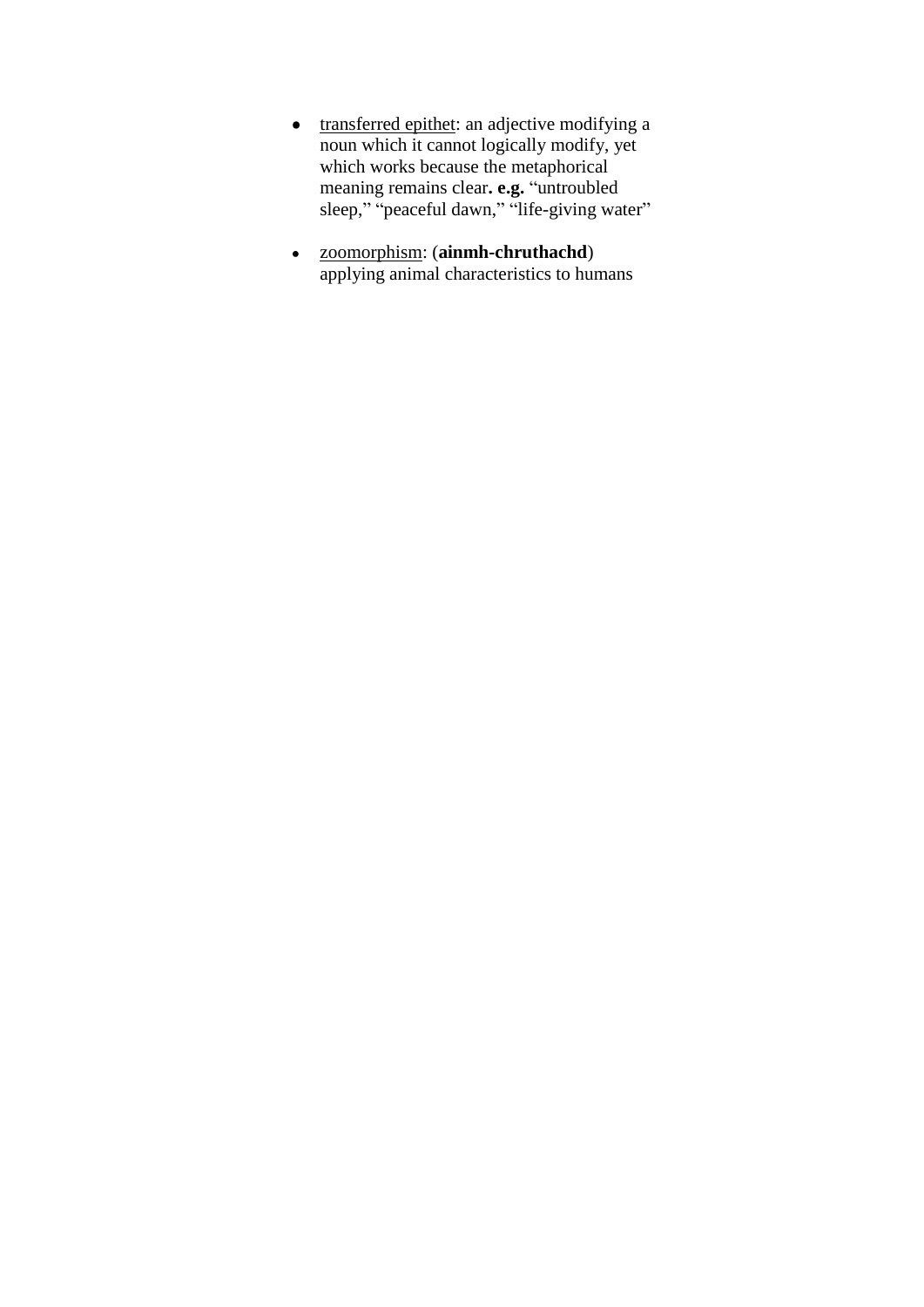- <u>transferred epithet</u>: an adjective modifying a noun which it cannot logically modify, yet which works because the metaphorical meaning remains clear**. e.g.** “untroubled sleep,” “peaceful dawn,” “life-giving water”

- <u>zoomorphism</u>: (**ainmh-chruthachd**) applying animal characteristics to humans